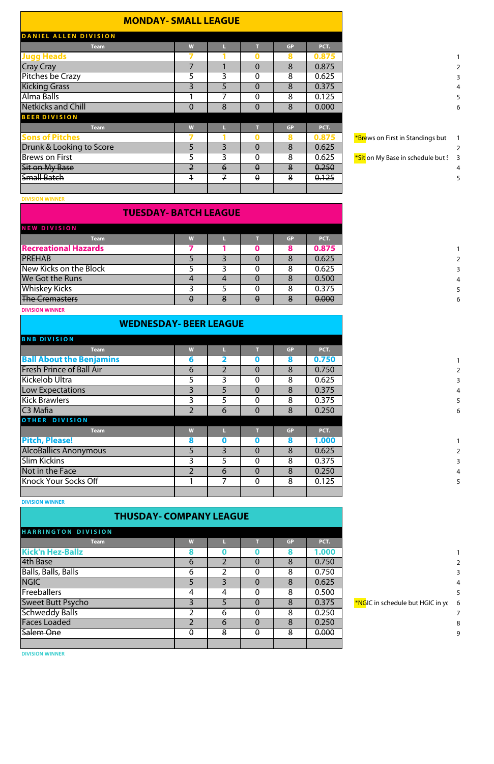## MONDAY- SMALL LEAGUE

### DANIEL ALLEN DIVISION

| Team | W | L | T | GP | PCT. | | |
|---|---|---|---|---|---|---|---|
| **Jugg Heads** | 7 | 1 | 0 | 8 | 0.875 | | 1 |
| Cray Cray | 7 | 1 | 0 | 8 | 0.875 | | 2 |
| Pitches be Crazy | 5 | 3 | 0 | 8 | 0.625 | | 3 |
| Kicking Grass | 3 | 5 | 0 | 8 | 0.375 | | 4 |
| Alma Balls | 1 | 7 | 0 | 8 | 0.125 | | 5 |
| Netkicks and Chill | 0 | 8 | 0 | 8 | 0.000 | | 6 |

### BEER DIVISION

| Team | W | L | T | GP | PCT. | | |
|---|---|---|---|---|---|---|---|
| **Sons of Pitches** | 7 | 1 | 0 | 8 | 0.875 | *Brews on First in Standings but | 1 |
| Drunk & Looking to Score | 5 | 3 | 0 | 8 | 0.625 | | 2 |
| Brews on First | 5 | 3 | 0 | 8 | 0.625 | *Sit on My Base in schedule but S | 3 |
| ~~Sit on My Base~~ | ~~2~~ | ~~6~~ | ~~0~~ | ~~8~~ | ~~0.250~~ | | 4 |
| ~~Small Batch~~ | ~~1~~ | ~~7~~ | ~~0~~ | ~~8~~ | ~~0.125~~ | | 5 |

DIVISION WINNER

## TUESDAY- BATCH LEAGUE

### NEW DIVISION

| Team | W | L | T | GP | PCT. | |
|---|---|---|---|---|---|---|
| **Recreational Hazards** | 7 | 1 | 0 | 8 | 0.875 | 1 |
| PREHAB | 5 | 3 | 0 | 8 | 0.625 | 2 |
| New Kicks on the Block | 5 | 3 | 0 | 8 | 0.625 | 3 |
| We Got the Runs | 4 | 4 | 0 | 8 | 0.500 | 4 |
| Whiskey Kicks | 3 | 5 | 0 | 8 | 0.375 | 5 |
| ~~The Cremasters~~ | ~~0~~ | ~~8~~ | ~~0~~ | ~~8~~ | ~~0.000~~ | 6 |

DIVISION WINNER

## WEDNESDAY- BEER LEAGUE

### BNB DIVISION

| Team | W | L | T | GP | PCT. | |
|---|---|---|---|---|---|---|
| **Ball About the Benjamins** | 6 | 2 | 0 | 8 | 0.750 | 1 |
| Fresh Prince of Ball Air | 6 | 2 | 0 | 8 | 0.750 | 2 |
| Kickelob Ultra | 5 | 3 | 0 | 8 | 0.625 | 3 |
| Low Expectations | 3 | 5 | 0 | 8 | 0.375 | 4 |
| Kick Brawlers | 3 | 5 | 0 | 8 | 0.375 | 5 |
| C3 Mafia | 2 | 6 | 0 | 8 | 0.250 | 6 |

### OTHER DIVISION

| Team | W | L | T | GP | PCT. | |
|---|---|---|---|---|---|---|
| **Pitch, Please!** | 8 | 0 | 0 | 8 | 1.000 | 1 |
| AlcoBallics Anonymous | 5 | 3 | 0 | 8 | 0.625 | 2 |
| Slim Kickins | 3 | 5 | 0 | 8 | 0.375 | 3 |
| Not in the Face | 2 | 6 | 0 | 8 | 0.250 | 4 |
| Knock Your Socks Off | 1 | 7 | 0 | 8 | 0.125 | 5 |

DIVISION WINNER

## THUSDAY- COMPANY LEAGUE

### HARRINGTON DIVISION

| Team | W | L | T | GP | PCT. | | |
|---|---|---|---|---|---|---|---|
| **Kick'n Hez-Ballz** | 8 | 0 | 0 | 8 | 1.000 | | 1 |
| 4th Base | 6 | 2 | 0 | 8 | 0.750 | | 2 |
| Balls, Balls, Balls | 6 | 2 | 0 | 8 | 0.750 | | 3 |
| NGIC | 5 | 3 | 0 | 8 | 0.625 | | 4 |
| Freeballers | 4 | 4 | 0 | 8 | 0.500 | | 5 |
| Sweet Butt Psycho | 3 | 5 | 0 | 8 | 0.375 | *NGIC in schedule but HGIC in yo | 6 |
| Schweddy Balls | 2 | 6 | 0 | 8 | 0.250 | | 7 |
| Faces Loaded | 2 | 6 | 0 | 8 | 0.250 | | 8 |
| ~~Salem One~~ | ~~0~~ | ~~8~~ | ~~0~~ | ~~8~~ | ~~0.000~~ | | 9 |

DIVISION WINNER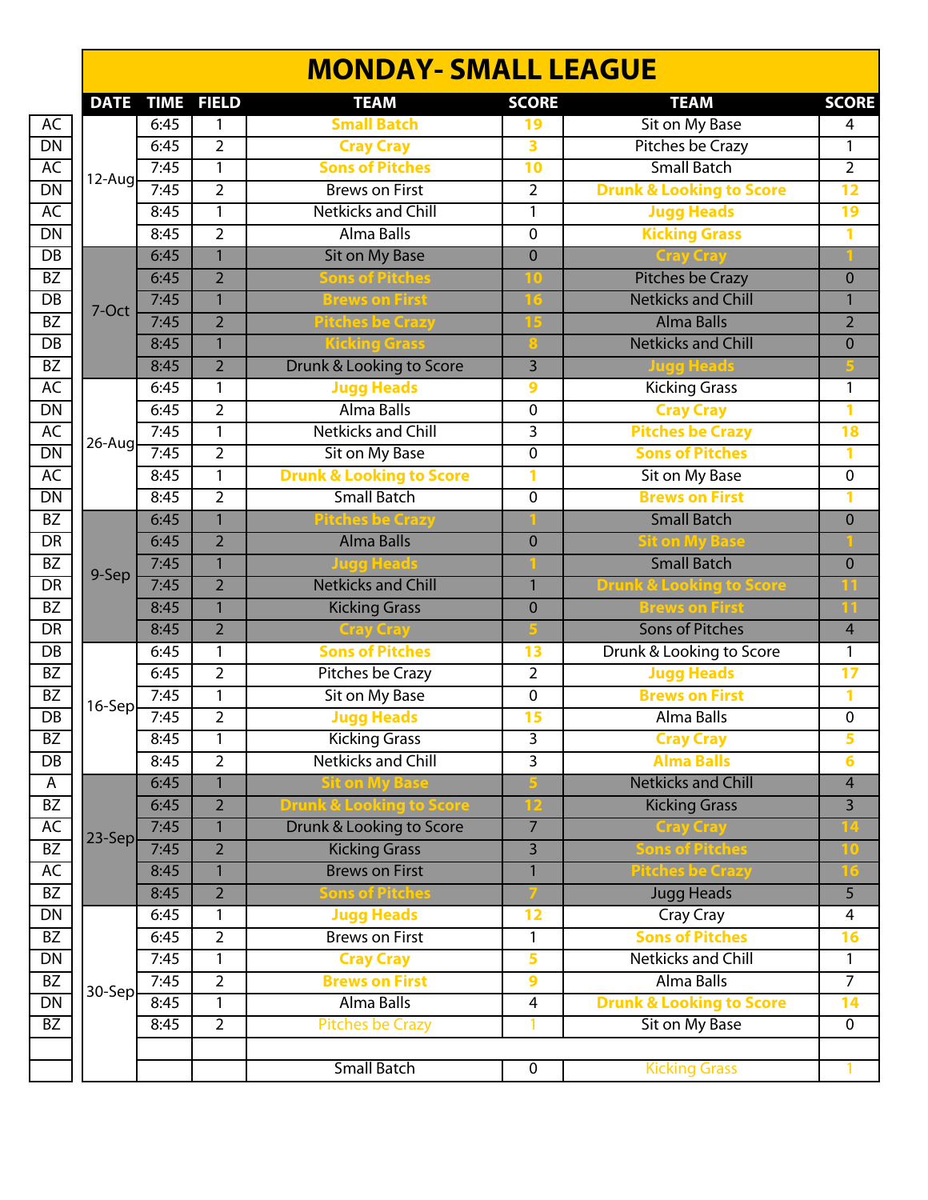# MONDAY- SMALL LEAGUE

| | DATE | TIME | FIELD | TEAM | SCORE | TEAM | SCORE |
|---|---|---|---|---|---|---|---|
| AC | 12-Aug | 6:45 | 1 | Small Batch | 19 | Sit on My Base | 4 |
| DN | | 6:45 | 2 | Cray Cray | 3 | Pitches be Crazy | 1 |
| AC | | 7:45 | 1 | Sons of Pitches | 10 | Small Batch | 2 |
| DN | | 7:45 | 2 | Brews on First | 2 | Drunk & Looking to Score | 12 |
| AC | | 8:45 | 1 | Netkicks and Chill | 1 | Jugg Heads | 19 |
| DN | | 8:45 | 2 | Alma Balls | 0 | Kicking Grass | 1 |
| DB | 7-Oct | 6:45 | 1 | Sit on My Base | 0 | Cray Cray | 1 |
| BZ | | 6:45 | 2 | Sons of Pitches | 10 | Pitches be Crazy | 0 |
| DB | | 7:45 | 1 | Brews on First | 16 | Netkicks and Chill | 1 |
| BZ | | 7:45 | 2 | Pitches be Crazy | 15 | Alma Balls | 2 |
| DB | | 8:45 | 1 | Kicking Grass | 8 | Netkicks and Chill | 0 |
| BZ | | 8:45 | 2 | Drunk & Looking to Score | 3 | Jugg Heads | 5 |
| AC | 26-Aug | 6:45 | 1 | Jugg Heads | 9 | Kicking Grass | 1 |
| DN | | 6:45 | 2 | Alma Balls | 0 | Cray Cray | 1 |
| AC | | 7:45 | 1 | Netkicks and Chill | 3 | Pitches be Crazy | 18 |
| DN | | 7:45 | 2 | Sit on My Base | 0 | Sons of Pitches | 1 |
| AC | | 8:45 | 1 | Drunk & Looking to Score | 1 | Sit on My Base | 0 |
| DN | | 8:45 | 2 | Small Batch | 0 | Brews on First | 1 |
| BZ | 9-Sep | 6:45 | 1 | Pitches be Crazy | 1 | Small Batch | 0 |
| DR | | 6:45 | 2 | Alma Balls | 0 | Sit on My Base | 1 |
| BZ | | 7:45 | 1 | Jugg Heads | 1 | Small Batch | 0 |
| DR | | 7:45 | 2 | Netkicks and Chill | 1 | Drunk & Looking to Score | 11 |
| BZ | | 8:45 | 1 | Kicking Grass | 0 | Brews on First | 11 |
| DR | | 8:45 | 2 | Cray Cray | 5 | Sons of Pitches | 4 |
| DB | 16-Sep | 6:45 | 1 | Sons of Pitches | 13 | Drunk & Looking to Score | 1 |
| BZ | | 6:45 | 2 | Pitches be Crazy | 2 | Jugg Heads | 17 |
| BZ | | 7:45 | 1 | Sit on My Base | 0 | Brews on First | 1 |
| DB | | 7:45 | 2 | Jugg Heads | 15 | Alma Balls | 0 |
| BZ | | 8:45 | 1 | Kicking Grass | 3 | Cray Cray | 5 |
| DB | | 8:45 | 2 | Netkicks and Chill | 3 | Alma Balls | 6 |
| A | 23-Sep | 6:45 | 1 | Sit on My Base | 5 | Netkicks and Chill | 4 |
| BZ | | 6:45 | 2 | Drunk & Looking to Score | 12 | Kicking Grass | 3 |
| AC | | 7:45 | 1 | Drunk & Looking to Score | 7 | Cray Cray | 14 |
| BZ | | 7:45 | 2 | Kicking Grass | 3 | Sons of Pitches | 10 |
| AC | | 8:45 | 1 | Brews on First | 1 | Pitches be Crazy | 16 |
| BZ | | 8:45 | 2 | Sons of Pitches | 7 | Jugg Heads | 5 |
| DN | 30-Sep | 6:45 | 1 | Jugg Heads | 12 | Cray Cray | 4 |
| BZ | | 6:45 | 2 | Brews on First | 1 | Sons of Pitches | 16 |
| DN | | 7:45 | 1 | Cray Cray | 5 | Netkicks and Chill | 1 |
| BZ | | 7:45 | 2 | Brews on First | 9 | Alma Balls | 7 |
| DN | | 8:45 | 1 | Alma Balls | 4 | Drunk & Looking to Score | 14 |
| BZ | | 8:45 | 2 | Pitches be Crazy | 1 | Sit on My Base | 0 |
| | | | | | | | |
| | | | | Small Batch | 0 | Kicking Grass | 1 |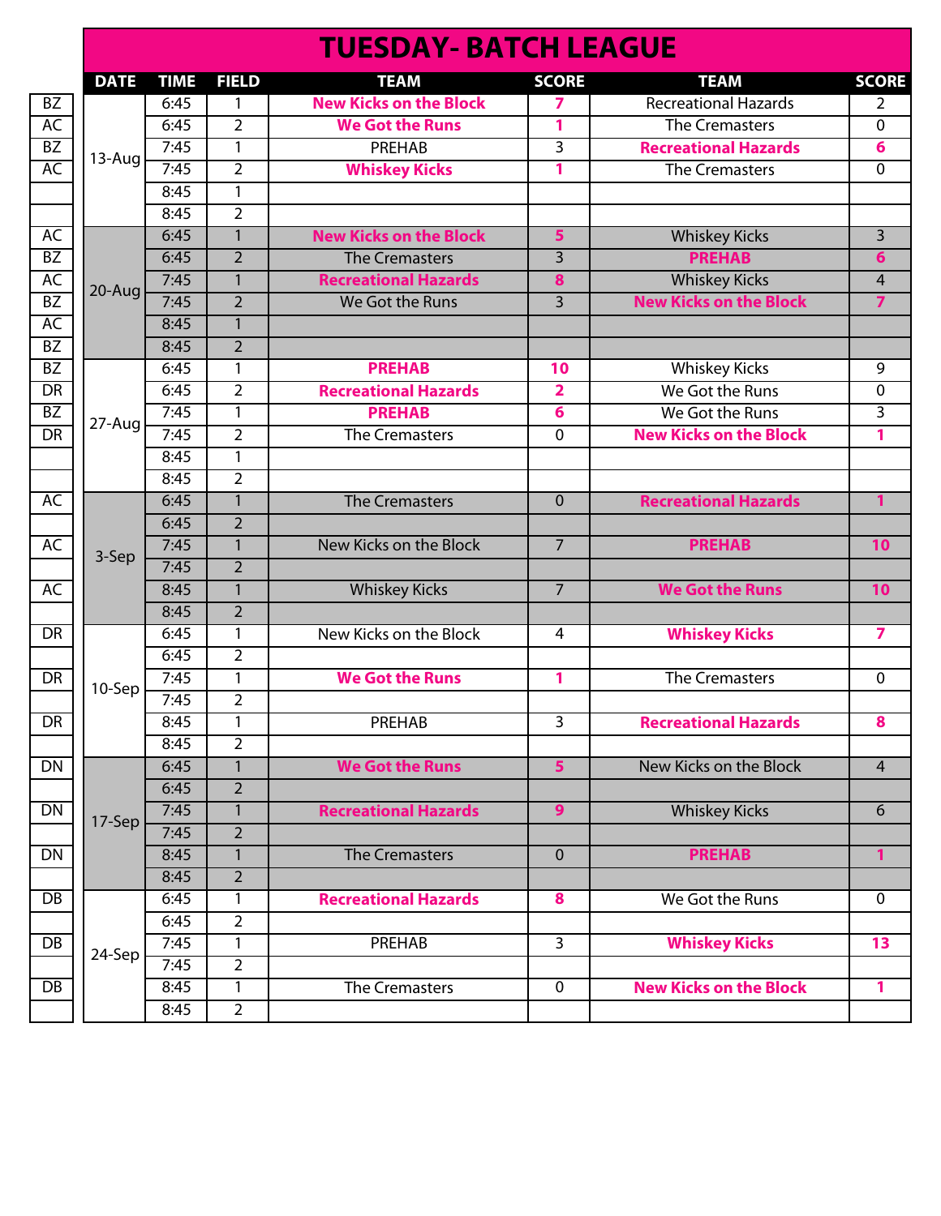# TUESDAY- BATCH LEAGUE

| | DATE | TIME | FIELD | TEAM | SCORE | TEAM | SCORE |
|---|---|---|---|---|---|---|---|
| BZ | 13-Aug | 6:45 | 1 | **New Kicks on the Block** | **7** | Recreational Hazards | 2 |
| AC | | 6:45 | 2 | **We Got the Runs** | **1** | The Cremasters | 0 |
| BZ | | 7:45 | 1 | PREHAB | 3 | **Recreational Hazards** | **6** |
| AC | | 7:45 | 2 | **Whiskey Kicks** | **1** | The Cremasters | 0 |
| | | 8:45 | 1 | | | | |
| | | 8:45 | 2 | | | | |
| AC | 20-Aug | 6:45 | 1 | **New Kicks on the Block** | **5** | Whiskey Kicks | 3 |
| BZ | | 6:45 | 2 | The Cremasters | 3 | **PREHAB** | **6** |
| AC | | 7:45 | 1 | **Recreational Hazards** | **8** | Whiskey Kicks | 4 |
| BZ | | 7:45 | 2 | We Got the Runs | 3 | **New Kicks on the Block** | **7** |
| AC | | 8:45 | 1 | | | | |
| BZ | | 8:45 | 2 | | | | |
| BZ | 27-Aug | 6:45 | 1 | **PREHAB** | **10** | Whiskey Kicks | 9 |
| DR | | 6:45 | 2 | **Recreational Hazards** | **2** | We Got the Runs | 0 |
| BZ | | 7:45 | 1 | **PREHAB** | **6** | We Got the Runs | 3 |
| DR | | 7:45 | 2 | The Cremasters | 0 | **New Kicks on the Block** | **1** |
| | | 8:45 | 1 | | | | |
| | | 8:45 | 2 | | | | |
| AC | 3-Sep | 6:45 | 1 | The Cremasters | 0 | **Recreational Hazards** | **1** |
| | | 6:45 | 2 | | | | |
| AC | | 7:45 | 1 | New Kicks on the Block | 7 | **PREHAB** | **10** |
| | | 7:45 | 2 | | | | |
| AC | | 8:45 | 1 | Whiskey Kicks | 7 | **We Got the Runs** | **10** |
| | | 8:45 | 2 | | | | |
| DR | 10-Sep | 6:45 | 1 | New Kicks on the Block | 4 | **Whiskey Kicks** | **7** |
| | | 6:45 | 2 | | | | |
| DR | | 7:45 | 1 | **We Got the Runs** | **1** | The Cremasters | 0 |
| | | 7:45 | 2 | | | | |
| DR | | 8:45 | 1 | PREHAB | 3 | **Recreational Hazards** | **8** |
| | | 8:45 | 2 | | | | |
| DN | 17-Sep | 6:45 | 1 | **We Got the Runs** | **5** | New Kicks on the Block | 4 |
| | | 6:45 | 2 | | | | |
| DN | | 7:45 | 1 | **Recreational Hazards** | **9** | Whiskey Kicks | 6 |
| | | 7:45 | 2 | | | | |
| DN | | 8:45 | 1 | The Cremasters | 0 | **PREHAB** | **1** |
| | | 8:45 | 2 | | | | |
| DB | 24-Sep | 6:45 | 1 | **Recreational Hazards** | **8** | We Got the Runs | 0 |
| | | 6:45 | 2 | | | | |
| DB | | 7:45 | 1 | PREHAB | 3 | **Whiskey Kicks** | **13** |
| | | 7:45 | 2 | | | | |
| DB | | 8:45 | 1 | The Cremasters | 0 | **New Kicks on the Block** | **1** |
| | | 8:45 | 2 | | | | |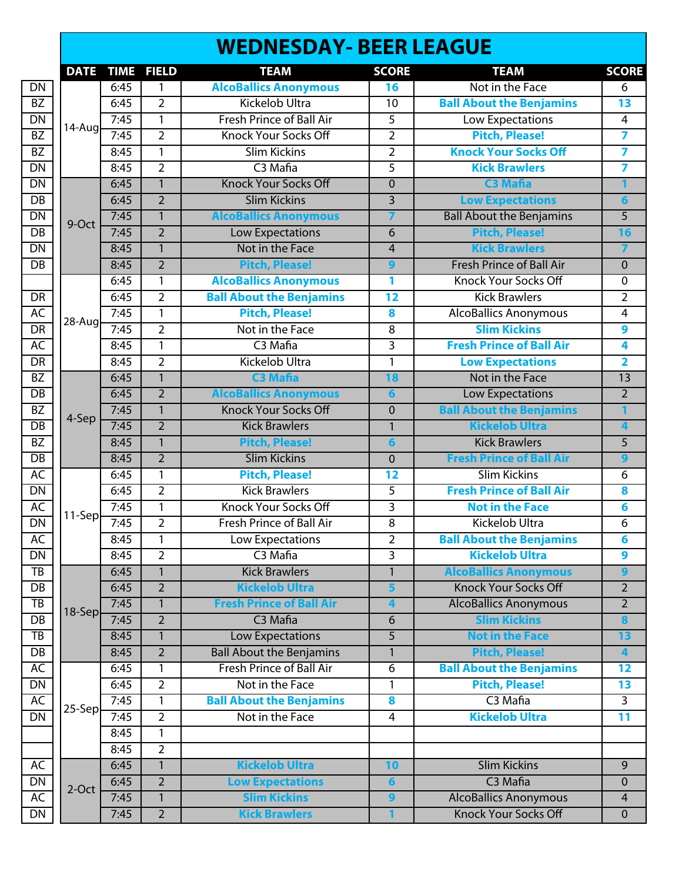# WEDNESDAY- BEER LEAGUE

| | DATE | TIME | FIELD | TEAM | SCORE | TEAM | SCORE |
|---|---|---|---|---|---|---|---|
| DN | 14-Aug | 6:45 | 1 | **AlcoBallics Anonymous** | **16** | Not in the Face | 6 |
| BZ | | 6:45 | 2 | Kickelob Ultra | 10 | **Ball About the Benjamins** | **13** |
| DN | | 7:45 | 1 | Fresh Prince of Ball Air | 5 | Low Expectations | 4 |
| BZ | | 7:45 | 2 | Knock Your Socks Off | 2 | **Pitch, Please!** | **7** |
| BZ | | 8:45 | 1 | Slim Kickins | 2 | **Knock Your Socks Off** | **7** |
| DN | | 8:45 | 2 | C3 Mafia | 5 | **Kick Brawlers** | **7** |
| DN | 9-Oct | 6:45 | 1 | Knock Your Socks Off | 0 | **C3 Mafia** | **1** |
| DB | | 6:45 | 2 | Slim Kickins | 3 | **Low Expectations** | **6** |
| DN | | 7:45 | 1 | **AlcoBallics Anonymous** | **7** | Ball About the Benjamins | 5 |
| DB | | 7:45 | 2 | Low Expectations | 6 | **Pitch, Please!** | **16** |
| DN | | 8:45 | 1 | Not in the Face | 4 | **Kick Brawlers** | **7** |
| DB | | 8:45 | 2 | **Pitch, Please!** | **9** | Fresh Prince of Ball Air | 0 |
| | 28-Aug | 6:45 | 1 | **AlcoBallics Anonymous** | **1** | Knock Your Socks Off | 0 |
| DR | | 6:45 | 2 | **Ball About the Benjamins** | **12** | Kick Brawlers | 2 |
| AC | | 7:45 | 1 | **Pitch, Please!** | **8** | AlcoBallics Anonymous | 4 |
| DR | | 7:45 | 2 | Not in the Face | 8 | **Slim Kickins** | **9** |
| AC | | 8:45 | 1 | C3 Mafia | 3 | **Fresh Prince of Ball Air** | **4** |
| DR | | 8:45 | 2 | Kickelob Ultra | 1 | **Low Expectations** | **2** |
| BZ | 4-Sep | 6:45 | 1 | **C3 Mafia** | **18** | Not in the Face | 13 |
| DB | | 6:45 | 2 | **AlcoBallics Anonymous** | **6** | Low Expectations | 2 |
| BZ | | 7:45 | 1 | Knock Your Socks Off | 0 | **Ball About the Benjamins** | **1** |
| DB | | 7:45 | 2 | Kick Brawlers | 1 | **Kickelob Ultra** | **4** |
| BZ | | 8:45 | 1 | **Pitch, Please!** | **6** | Kick Brawlers | 5 |
| DB | | 8:45 | 2 | Slim Kickins | 0 | **Fresh Prince of Ball Air** | **9** |
| AC | 11-Sep | 6:45 | 1 | **Pitch, Please!** | **12** | Slim Kickins | 6 |
| DN | | 6:45 | 2 | Kick Brawlers | 5 | **Fresh Prince of Ball Air** | **8** |
| AC | | 7:45 | 1 | Knock Your Socks Off | 3 | **Not in the Face** | **6** |
| DN | | 7:45 | 2 | Fresh Prince of Ball Air | 8 | Kickelob Ultra | 6 |
| AC | | 8:45 | 1 | Low Expectations | 2 | **Ball About the Benjamins** | **6** |
| DN | | 8:45 | 2 | C3 Mafia | 3 | **Kickelob Ultra** | **9** |
| TB | 18-Sep | 6:45 | 1 | Kick Brawlers | 1 | **AlcoBallics Anonymous** | **9** |
| DB | | 6:45 | 2 | **Kickelob Ultra** | **5** | Knock Your Socks Off | 2 |
| TB | | 7:45 | 1 | **Fresh Prince of Ball Air** | **4** | AlcoBallics Anonymous | 2 |
| DB | | 7:45 | 2 | C3 Mafia | 6 | **Slim Kickins** | **8** |
| TB | | 8:45 | 1 | Low Expectations | 5 | **Not in the Face** | **13** |
| DB | | 8:45 | 2 | Ball About the Benjamins | 1 | **Pitch, Please!** | **4** |
| AC | 25-Sep | 6:45 | 1 | Fresh Prince of Ball Air | 6 | **Ball About the Benjamins** | **12** |
| DN | | 6:45 | 2 | Not in the Face | 1 | **Pitch, Please!** | **13** |
| AC | | 7:45 | 1 | **Ball About the Benjamins** | **8** | C3 Mafia | 3 |
| DN | | 7:45 | 2 | Not in the Face | 4 | **Kickelob Ultra** | **11** |
| | | 8:45 | 1 | | | | |
| | | 8:45 | 2 | | | | |
| AC | 2-Oct | 6:45 | 1 | **Kickelob Ultra** | **10** | Slim Kickins | 9 |
| DN | | 6:45 | 2 | **Low Expectations** | **6** | C3 Mafia | 0 |
| AC | | 7:45 | 1 | **Slim Kickins** | **9** | AlcoBallics Anonymous | 4 |
| DN | | 7:45 | 2 | **Kick Brawlers** | **1** | Knock Your Socks Off | 0 |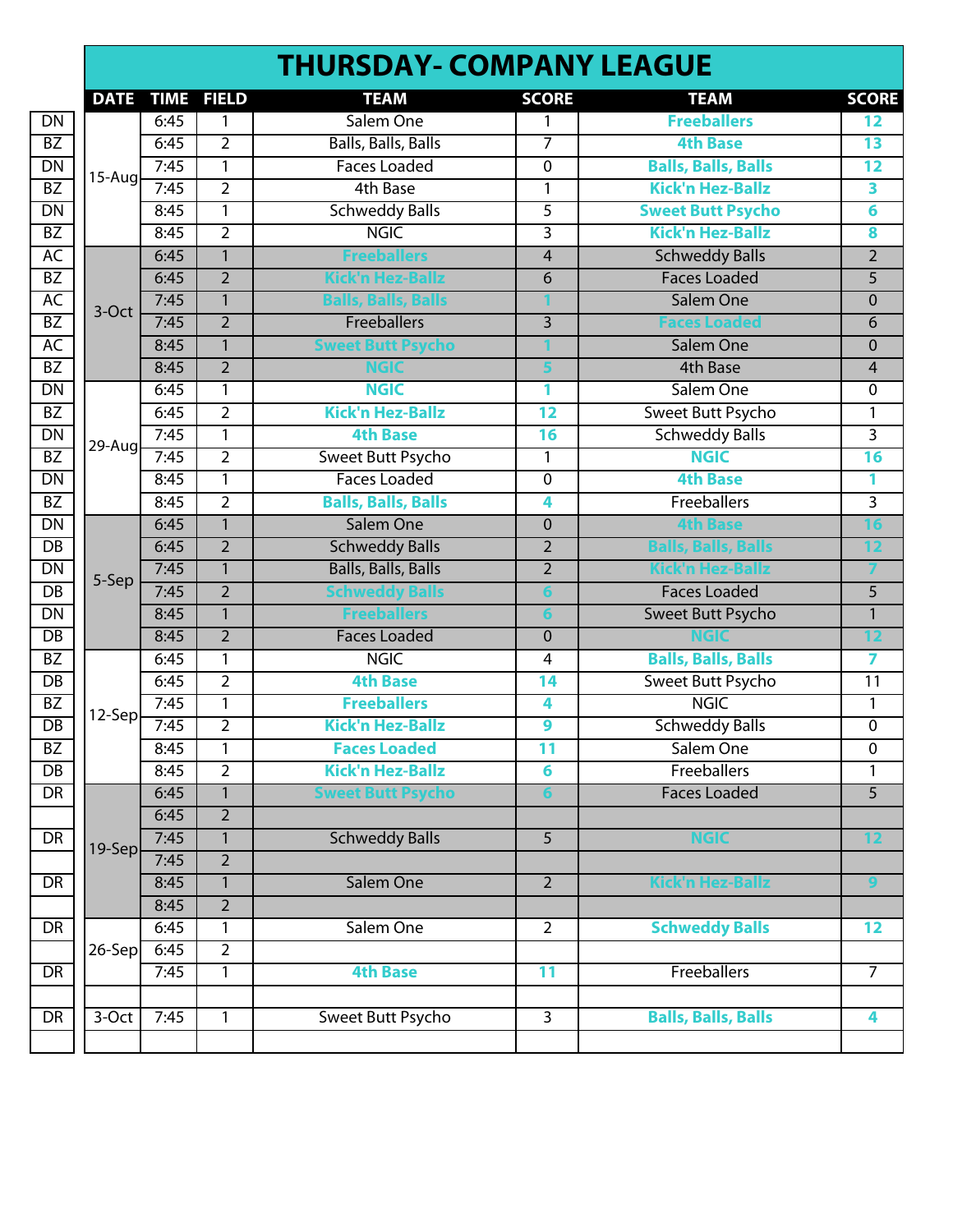# THURSDAY- COMPANY LEAGUE

| | DATE | TIME | FIELD | TEAM | SCORE | TEAM | SCORE |
|---|---|---|---|---|---|---|---|
| DN | 15-Aug | 6:45 | 1 | Salem One | 1 | **Freeballers** | **12** |
| BZ | | 6:45 | 2 | Balls, Balls, Balls | 7 | **4th Base** | **13** |
| DN | | 7:45 | 1 | Faces Loaded | 0 | **Balls, Balls, Balls** | **12** |
| BZ | | 7:45 | 2 | 4th Base | 1 | **Kick'n Hez-Ballz** | **3** |
| DN | | 8:45 | 1 | Schweddy Balls | 5 | **Sweet Butt Psycho** | **6** |
| BZ | | 8:45 | 2 | NGIC | 3 | **Kick'n Hez-Ballz** | **8** |
| AC | 3-Oct | 6:45 | 1 | **Freeballers** | 4 | Schweddy Balls | 2 |
| BZ | | 6:45 | 2 | **Kick'n Hez-Ballz** | 6 | Faces Loaded | 5 |
| AC | | 7:45 | 1 | **Balls, Balls, Balls** | **1** | Salem One | 0 |
| BZ | | 7:45 | 2 | Freeballers | 3 | **Faces Loaded** | 6 |
| AC | | 8:45 | 1 | **Sweet Butt Psycho** | **1** | Salem One | 0 |
| BZ | | 8:45 | 2 | **NGIC** | **5** | 4th Base | 4 |
| DN | 29-Aug | 6:45 | 1 | **NGIC** | **1** | Salem One | 0 |
| BZ | | 6:45 | 2 | **Kick'n Hez-Ballz** | **12** | Sweet Butt Psycho | 1 |
| DN | | 7:45 | 1 | **4th Base** | **16** | Schweddy Balls | 3 |
| BZ | | 7:45 | 2 | Sweet Butt Psycho | 1 | **NGIC** | **16** |
| DN | | 8:45 | 1 | Faces Loaded | 0 | **4th Base** | **1** |
| BZ | | 8:45 | 2 | **Balls, Balls, Balls** | **4** | Freeballers | 3 |
| DN | 5-Sep | 6:45 | 1 | Salem One | 0 | **4th Base** | **16** |
| DB | | 6:45 | 2 | Schweddy Balls | 2 | **Balls, Balls, Balls** | **12** |
| DN | | 7:45 | 1 | Balls, Balls, Balls | 2 | **Kick'n Hez-Ballz** | **7** |
| DB | | 7:45 | 2 | **Schweddy Balls** | **6** | Faces Loaded | 5 |
| DN | | 8:45 | 1 | **Freeballers** | **6** | Sweet Butt Psycho | 1 |
| DB | | 8:45 | 2 | Faces Loaded | 0 | **NGIC** | **12** |
| BZ | 12-Sep | 6:45 | 1 | NGIC | 4 | **Balls, Balls, Balls** | **7** |
| DB | | 6:45 | 2 | **4th Base** | **14** | Sweet Butt Psycho | 11 |
| BZ | | 7:45 | 1 | **Freeballers** | **4** | NGIC | 1 |
| DB | | 7:45 | 2 | **Kick'n Hez-Ballz** | **9** | Schweddy Balls | 0 |
| BZ | | 8:45 | 1 | **Faces Loaded** | **11** | Salem One | 0 |
| DB | | 8:45 | 2 | **Kick'n Hez-Ballz** | **6** | Freeballers | 1 |
| DR | 19-Sep | 6:45 | 1 | **Sweet Butt Psycho** | **6** | Faces Loaded | 5 |
| | | 6:45 | 2 | | | | |
| DR | | 7:45 | 1 | Schweddy Balls | 5 | **NGIC** | **12** |
| | | 7:45 | 2 | | | | |
| DR | | 8:45 | 1 | Salem One | 2 | **Kick'n Hez-Ballz** | **9** |
| | | 8:45 | 2 | | | | |
| DR | 26-Sep | 6:45 | 1 | Salem One | 2 | **Schweddy Balls** | **12** |
| | | 6:45 | 2 | | | | |
| DR | | 7:45 | 1 | **4th Base** | **11** | Freeballers | 7 |
| | | | | | | | |
| DR | 3-Oct | 7:45 | 1 | Sweet Butt Psycho | 3 | **Balls, Balls, Balls** | **4** |
| | | | | | | | |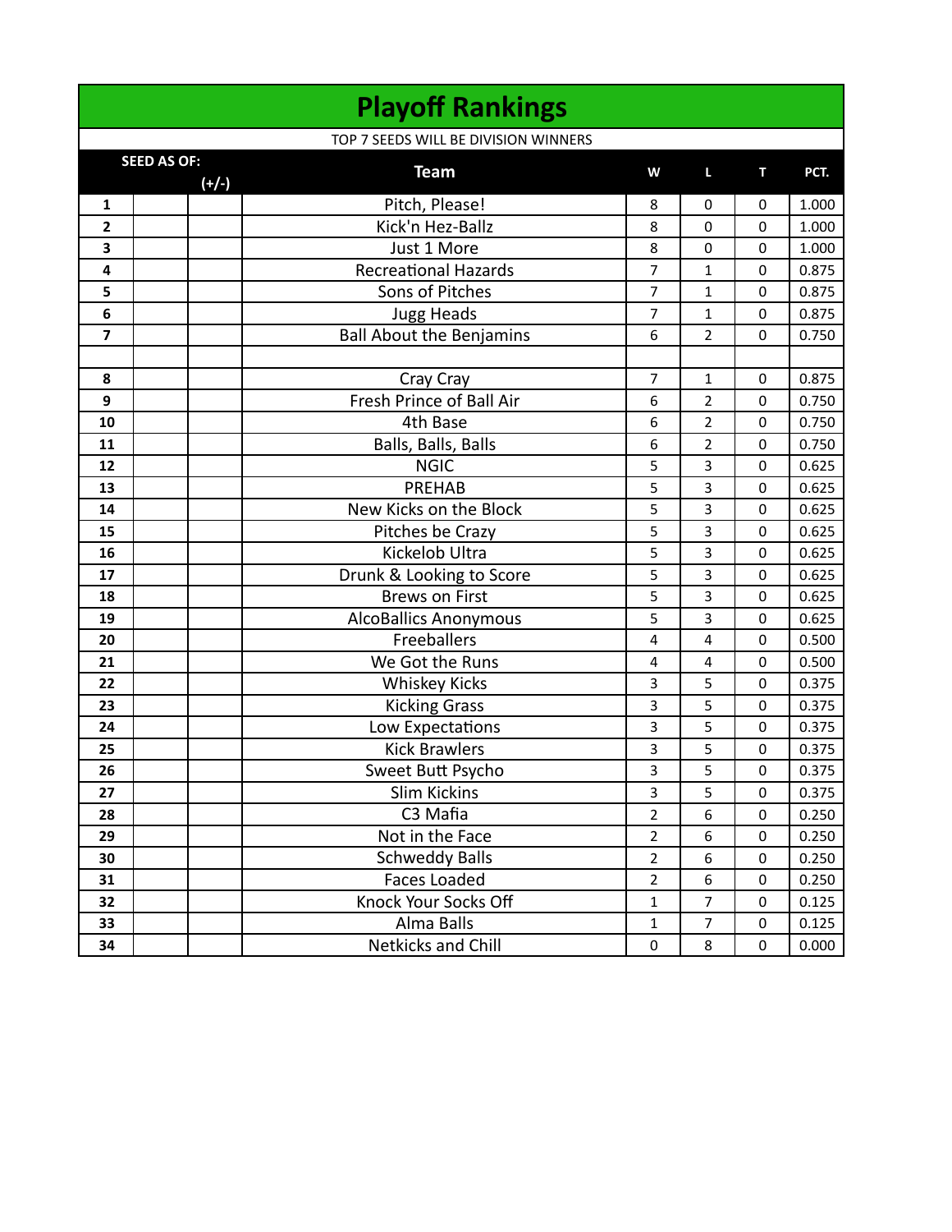# Playoff Rankings

TOP 7 SEEDS WILL BE DIVISION WINNERS

| SEED AS OF: | | (+/-) | Team | W | L | T | PCT. |
|---|---|---|---|---|---|---|---|
| 1 | | | Pitch, Please! | 8 | 0 | 0 | 1.000 |
| 2 | | | Kick'n Hez-Ballz | 8 | 0 | 0 | 1.000 |
| 3 | | | Just 1 More | 8 | 0 | 0 | 1.000 |
| 4 | | | Recreational Hazards | 7 | 1 | 0 | 0.875 |
| 5 | | | Sons of Pitches | 7 | 1 | 0 | 0.875 |
| 6 | | | Jugg Heads | 7 | 1 | 0 | 0.875 |
| 7 | | | Ball About the Benjamins | 6 | 2 | 0 | 0.750 |
| | | | | | | | |
| 8 | | | Cray Cray | 7 | 1 | 0 | 0.875 |
| 9 | | | Fresh Prince of Ball Air | 6 | 2 | 0 | 0.750 |
| 10 | | | 4th Base | 6 | 2 | 0 | 0.750 |
| 11 | | | Balls, Balls, Balls | 6 | 2 | 0 | 0.750 |
| 12 | | | NGIC | 5 | 3 | 0 | 0.625 |
| 13 | | | PREHAB | 5 | 3 | 0 | 0.625 |
| 14 | | | New Kicks on the Block | 5 | 3 | 0 | 0.625 |
| 15 | | | Pitches be Crazy | 5 | 3 | 0 | 0.625 |
| 16 | | | Kickelob Ultra | 5 | 3 | 0 | 0.625 |
| 17 | | | Drunk & Looking to Score | 5 | 3 | 0 | 0.625 |
| 18 | | | Brews on First | 5 | 3 | 0 | 0.625 |
| 19 | | | AlcoBallics Anonymous | 5 | 3 | 0 | 0.625 |
| 20 | | | Freeballers | 4 | 4 | 0 | 0.500 |
| 21 | | | We Got the Runs | 4 | 4 | 0 | 0.500 |
| 22 | | | Whiskey Kicks | 3 | 5 | 0 | 0.375 |
| 23 | | | Kicking Grass | 3 | 5 | 0 | 0.375 |
| 24 | | | Low Expectations | 3 | 5 | 0 | 0.375 |
| 25 | | | Kick Brawlers | 3 | 5 | 0 | 0.375 |
| 26 | | | Sweet Butt Psycho | 3 | 5 | 0 | 0.375 |
| 27 | | | Slim Kickins | 3 | 5 | 0 | 0.375 |
| 28 | | | C3 Mafia | 2 | 6 | 0 | 0.250 |
| 29 | | | Not in the Face | 2 | 6 | 0 | 0.250 |
| 30 | | | Schweddy Balls | 2 | 6 | 0 | 0.250 |
| 31 | | | Faces Loaded | 2 | 6 | 0 | 0.250 |
| 32 | | | Knock Your Socks Off | 1 | 7 | 0 | 0.125 |
| 33 | | | Alma Balls | 1 | 7 | 0 | 0.125 |
| 34 | | | Netkicks and Chill | 0 | 8 | 0 | 0.000 |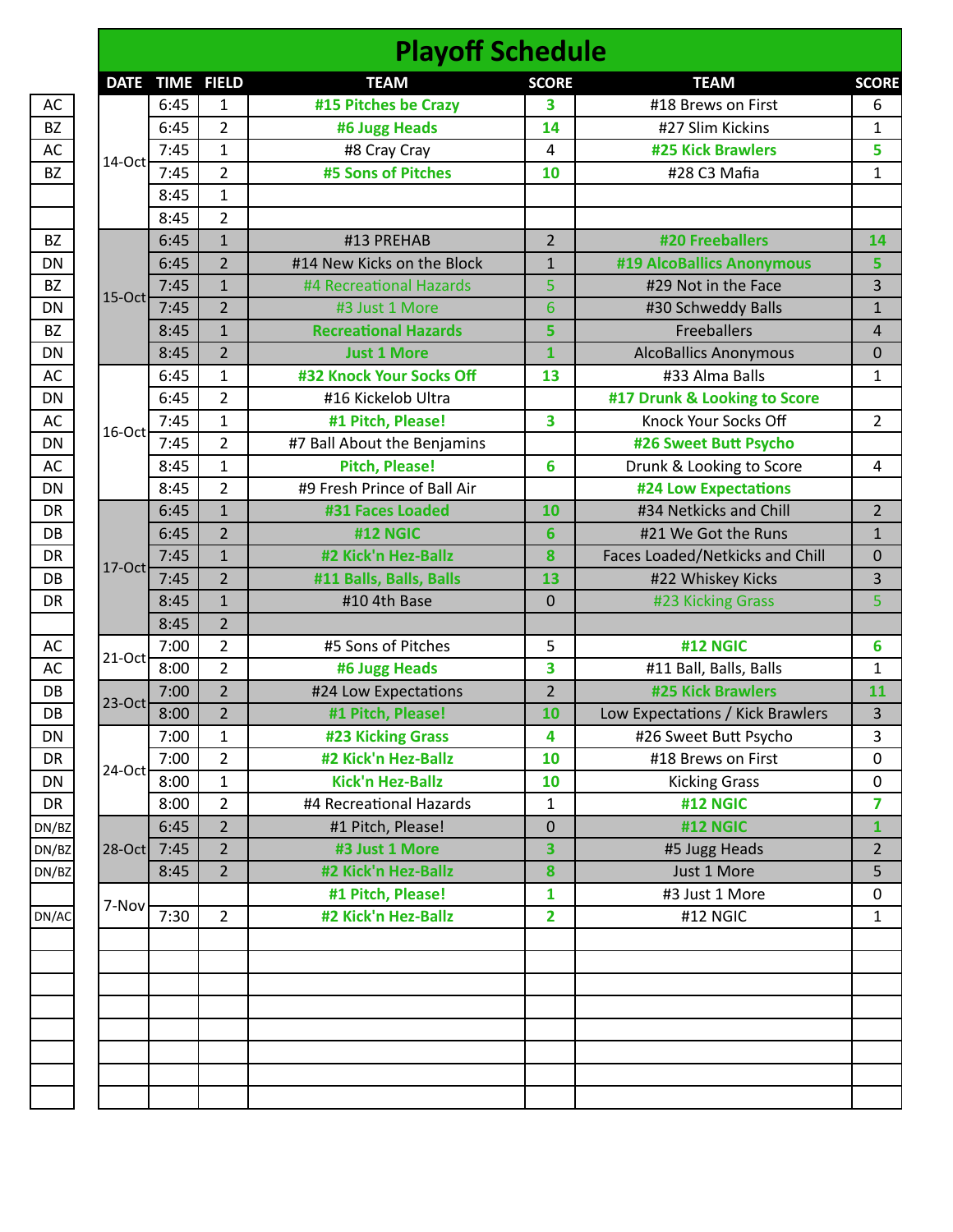# Playoff Schedule

| | DATE | TIME | FIELD | TEAM | SCORE | TEAM | SCORE |
|---|---|---|---|---|---|---|---|
| AC | 14-Oct | 6:45 | 1 | **#15 Pitches be Crazy** | **3** | #18 Brews on First | 6 |
| BZ | | 6:45 | 2 | **#6 Jugg Heads** | **14** | #27 Slim Kickins | 1 |
| AC | | 7:45 | 1 | #8 Cray Cray | 4 | **#25 Kick Brawlers** | **5** |
| BZ | | 7:45 | 2 | **#5 Sons of Pitches** | **10** | #28 C3 Mafia | 1 |
| | | 8:45 | 1 | | | | |
| | | 8:45 | 2 | | | | |
| BZ | 15-Oct | 6:45 | 1 | #13 PREHAB | 2 | **#20 Freeballers** | **14** |
| DN | | 6:45 | 2 | #14 New Kicks on the Block | 1 | **#19 AlcoBallics Anonymous** | **5** |
| BZ | | 7:45 | 1 | #4 Recreational Hazards | 5 | #29 Not in the Face | 3 |
| DN | | 7:45 | 2 | #3 Just 1 More | 6 | #30 Schweddy Balls | 1 |
| BZ | | 8:45 | 1 | **Recreational Hazards** | **5** | Freeballers | 4 |
| DN | | 8:45 | 2 | **Just 1 More** | **1** | AlcoBallics Anonymous | 0 |
| AC | 16-Oct | 6:45 | 1 | **#32 Knock Your Socks Off** | **13** | #33 Alma Balls | 1 |
| DN | | 6:45 | 2 | #16 Kickelob Ultra | | **#17 Drunk & Looking to Score** | |
| AC | | 7:45 | 1 | **#1 Pitch, Please!** | **3** | Knock Your Socks Off | 2 |
| DN | | 7:45 | 2 | #7 Ball About the Benjamins | | **#26 Sweet Butt Psycho** | |
| AC | | 8:45 | 1 | **Pitch, Please!** | **6** | Drunk & Looking to Score | 4 |
| DN | | 8:45 | 2 | #9 Fresh Prince of Ball Air | | **#24 Low Expectations** | |
| DR | 17-Oct | 6:45 | 1 | **#31 Faces Loaded** | **10** | #34 Netkicks and Chill | 2 |
| DB | | 6:45 | 2 | **#12 NGIC** | **6** | #21 We Got the Runs | 1 |
| DR | | 7:45 | 1 | **#2 Kick'n Hez-Ballz** | **8** | Faces Loaded/Netkicks and Chill | 0 |
| DB | | 7:45 | 2 | **#11 Balls, Balls, Balls** | **13** | #22 Whiskey Kicks | 3 |
| DR | | 8:45 | 1 | #10 4th Base | 0 | #23 Kicking Grass | 5 |
| | | 8:45 | 2 | | | | |
| AC | 21-Oct | 7:00 | 2 | #5 Sons of Pitches | 5 | **#12 NGIC** | **6** |
| AC | | 8:00 | 2 | **#6 Jugg Heads** | **3** | #11 Ball, Balls, Balls | 1 |
| DB | 23-Oct | 7:00 | 2 | #24 Low Expectations | 2 | **#25 Kick Brawlers** | **11** |
| DB | | 8:00 | 2 | **#1 Pitch, Please!** | **10** | Low Expectations / Kick Brawlers | 3 |
| DN | 24-Oct | 7:00 | 1 | **#23 Kicking Grass** | **4** | #26 Sweet Butt Psycho | 3 |
| DR | | 7:00 | 2 | **#2 Kick'n Hez-Ballz** | **10** | #18 Brews on First | 0 |
| DN | | 8:00 | 1 | **Kick'n Hez-Ballz** | **10** | Kicking Grass | 0 |
| DR | | 8:00 | 2 | #4 Recreational Hazards | 1 | **#12 NGIC** | **7** |
| DN/BZ | 28-Oct | 6:45 | 2 | #1 Pitch, Please! | 0 | **#12 NGIC** | **1** |
| DN/BZ | | 7:45 | 2 | **#3 Just 1 More** | **3** | #5 Jugg Heads | 2 |
| DN/BZ | | 8:45 | 2 | **#2 Kick'n Hez-Ballz** | **8** | Just 1 More | 5 |
| | 7-Nov | | | **#1 Pitch, Please!** | **1** | #3 Just 1 More | 0 |
| DN/AC | | 7:30 | 2 | **#2 Kick'n Hez-Ballz** | **2** | #12 NGIC | 1 |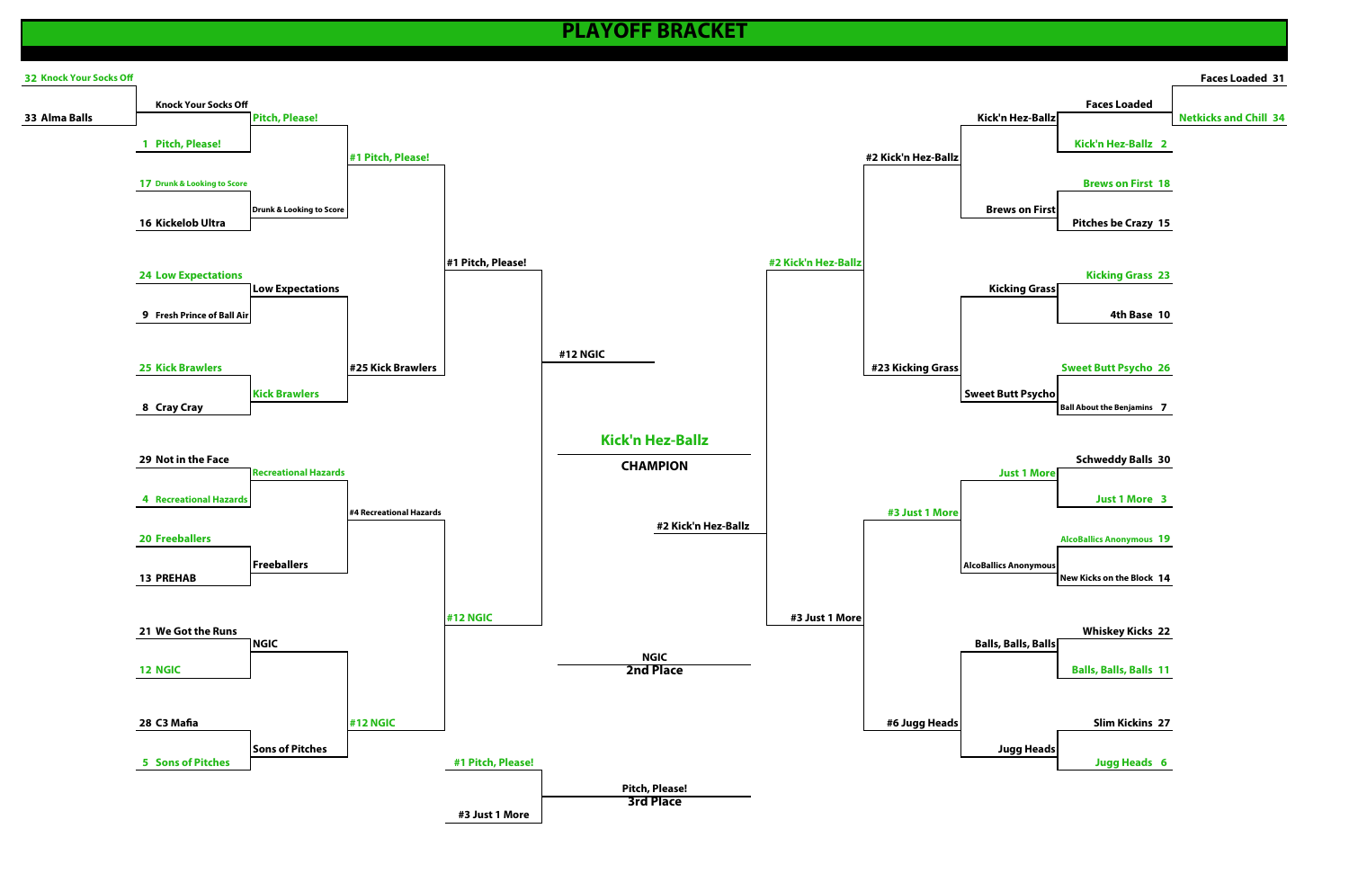# PLAYOFF BRACKET

32 Knock Your Socks Off
33 Alma Balls
Knock Your Socks Off
1 Pitch, Please!
Pitch, Please!
17 Drunk & Looking to Score
16 Kickelob Ultra
Drunk & Looking to Score
#1 Pitch, Please!
24 Low Expectations
9 Fresh Prince of Ball Air
Low Expectations
25 Kick Brawlers
8 Cray Cray
Kick Brawlers
#25 Kick Brawlers
#1 Pitch, Please!
29 Not in the Face
4 Recreational Hazards
Recreational Hazards
20 Freeballers
13 PREHAB
Freeballers
#4 Recreational Hazards
21 We Got the Runs
12 NGIC
NGIC
28 C3 Mafia
5 Sons of Pitches
Sons of Pitches
#12 NGIC
#12 NGIC
#12 NGIC

Faces Loaded 31
Netkicks and Chill 34
Faces Loaded
Kick'n Hez-Ballz 2
Kick'n Hez-Ballz
Brews on First 18
Pitches be Crazy 15
Brews on First
#2 Kick'n Hez-Ballz
Kicking Grass 23
4th Base 10
Kicking Grass
Sweet Butt Psycho 26
Ball About the Benjamins 7
Sweet Butt Psycho
#23 Kicking Grass
#2 Kick'n Hez-Ballz
Schweddy Balls 30
Just 1 More 3
Just 1 More
AlcoBallics Anonymous 19
New Kicks on the Block 14
AlcoBallics Anonymous
#3 Just 1 More
Whiskey Kicks 22
Balls, Balls, Balls 11
Balls, Balls, Balls
Slim Kickins 27
Jugg Heads 6
Jugg Heads
#6 Jugg Heads
#3 Just 1 More

#2 Kick'n Hez-Ballz

Kick'n Hez-Ballz
**CHAMPION**

NGIC
**2nd Place**

#1 Pitch, Please!
#3 Just 1 More

Pitch, Please!
**3rd Place**